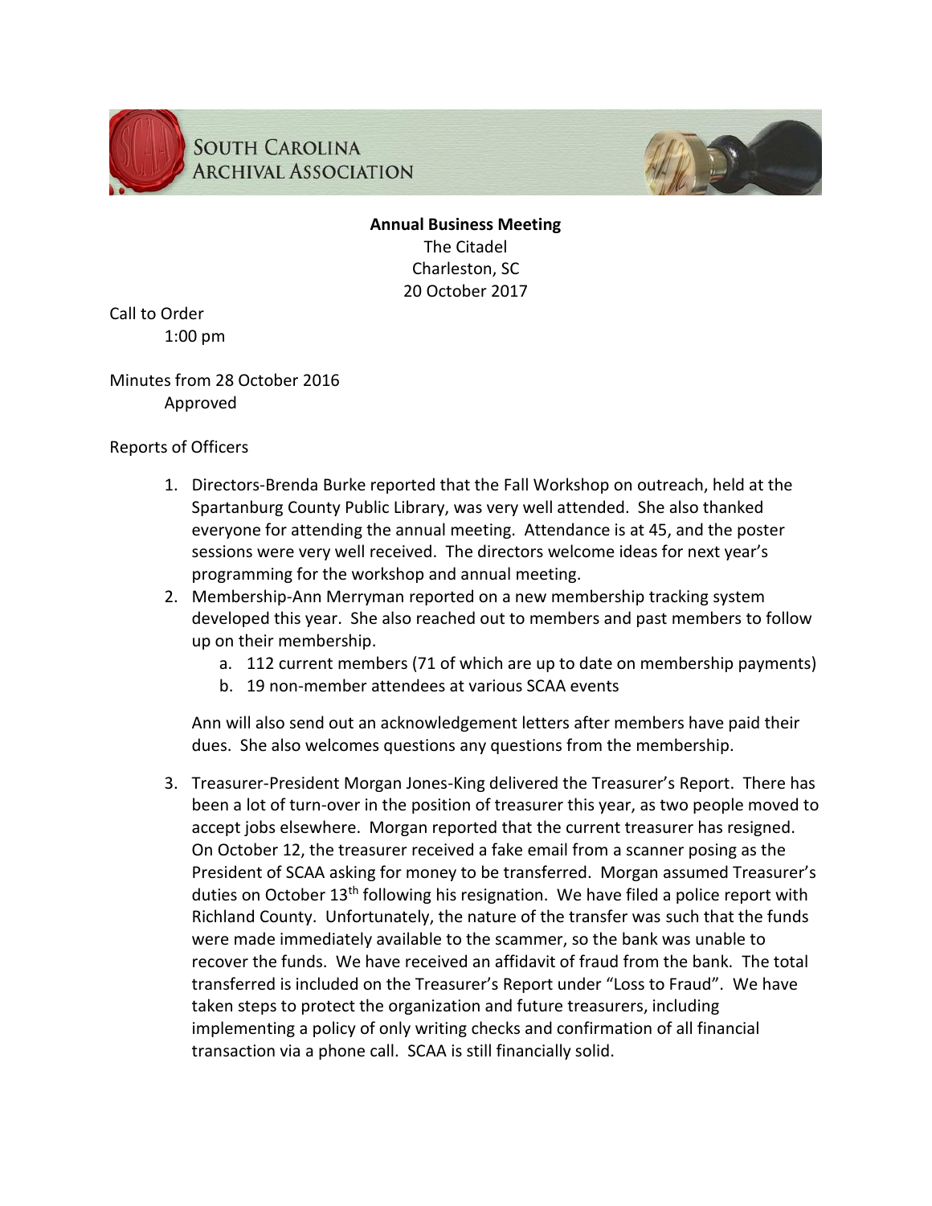South Carolina Archival Association

**Annual Business Meeting**

The Citadel
Charleston, SC
20 October 2017

Call to Order
1:00 pm

Minutes from 28 October 2016
Approved

Reports of Officers

1. Directors-Brenda Burke reported that the Fall Workshop on outreach, held at the Spartanburg County Public Library, was very well attended. She also thanked everyone for attending the annual meeting. Attendance is at 45, and the poster sessions were very well received. The directors welcome ideas for next year's programming for the workshop and annual meeting.
2. Membership-Ann Merryman reported on a new membership tracking system developed this year. She also reached out to members and past members to follow up on their membership.
    a. 112 current members (71 of which are up to date on membership payments)
    b. 19 non-member attendees at various SCAA events

    Ann will also send out an acknowledgement letters after members have paid their dues. She also welcomes questions any questions from the membership.

3. Treasurer-President Morgan Jones-King delivered the Treasurer's Report. There has been a lot of turn-over in the position of treasurer this year, as two people moved to accept jobs elsewhere. Morgan reported that the current treasurer has resigned. On October 12, the treasurer received a fake email from a scanner posing as the President of SCAA asking for money to be transferred. Morgan assumed Treasurer's duties on October 13th following his resignation. We have filed a police report with Richland County. Unfortunately, the nature of the transfer was such that the funds were made immediately available to the scammer, so the bank was unable to recover the funds. We have received an affidavit of fraud from the bank. The total transferred is included on the Treasurer's Report under "Loss to Fraud". We have taken steps to protect the organization and future treasurers, including implementing a policy of only writing checks and confirmation of all financial transaction via a phone call. SCAA is still financially solid.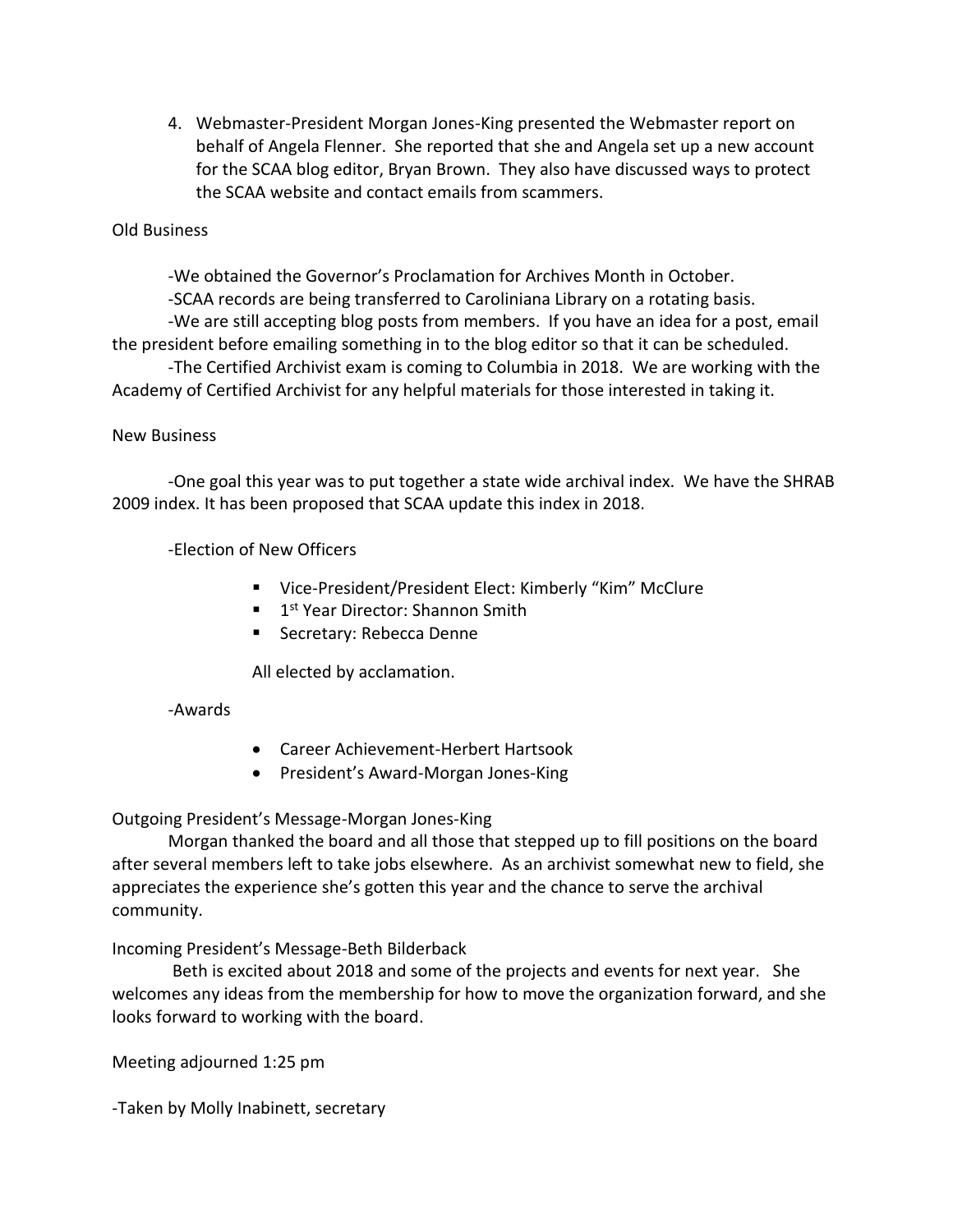4. Webmaster-President Morgan Jones-King presented the Webmaster report on behalf of Angela Flenner. She reported that she and Angela set up a new account for the SCAA blog editor, Bryan Brown. They also have discussed ways to protect the SCAA website and contact emails from scammers.

Old Business

-We obtained the Governor's Proclamation for Archives Month in October.

-SCAA records are being transferred to Caroliniana Library on a rotating basis.

-We are still accepting blog posts from members. If you have an idea for a post, email the president before emailing something in to the blog editor so that it can be scheduled.

-The Certified Archivist exam is coming to Columbia in 2018. We are working with the Academy of Certified Archivist for any helpful materials for those interested in taking it.

New Business

-One goal this year was to put together a state wide archival index. We have the SHRAB 2009 index. It has been proposed that SCAA update this index in 2018.

-Election of New Officers

- Vice-President/President Elect: Kimberly "Kim" McClure
- 1st Year Director: Shannon Smith
- Secretary: Rebecca Denne

All elected by acclamation.

-Awards

- Career Achievement-Herbert Hartsook
- President's Award-Morgan Jones-King

Outgoing President's Message-Morgan Jones-King

Morgan thanked the board and all those that stepped up to fill positions on the board after several members left to take jobs elsewhere. As an archivist somewhat new to field, she appreciates the experience she's gotten this year and the chance to serve the archival community.

Incoming President's Message-Beth Bilderback

Beth is excited about 2018 and some of the projects and events for next year. She welcomes any ideas from the membership for how to move the organization forward, and she looks forward to working with the board.

Meeting adjourned 1:25 pm

-Taken by Molly Inabinett, secretary